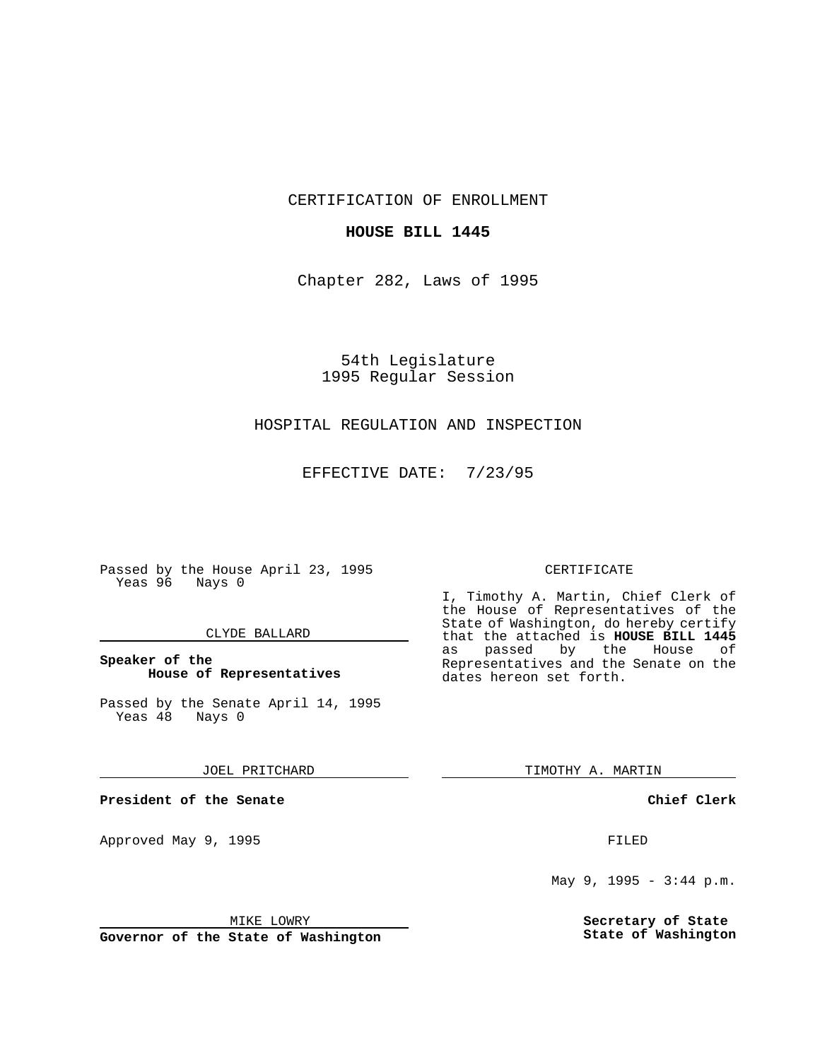CERTIFICATION OF ENROLLMENT

**HOUSE BILL 1445**

Chapter 282, Laws of 1995

54th Legislature
1995 Regular Session

HOSPITAL REGULATION AND INSPECTION

EFFECTIVE DATE: 7/23/95

Passed by the House April 23, 1995
Yeas 96 Nays 0

CLYDE BALLARD

**Speaker of the House of Representatives**

Passed by the Senate April 14, 1995
Yeas 48 Nays 0

JOEL PRITCHARD

**President of the Senate**

Approved May 9, 1995

MIKE LOWRY

**Governor of the State of Washington**

CERTIFICATE

I, Timothy A. Martin, Chief Clerk of the House of Representatives of the State of Washington, do hereby certify that the attached is **HOUSE BILL 1445** as passed by the House of Representatives and the Senate on the dates hereon set forth.

TIMOTHY A. MARTIN

**Chief Clerk**

FILED

May 9, 1995 - 3:44 p.m.

**Secretary of State**
**State of Washington**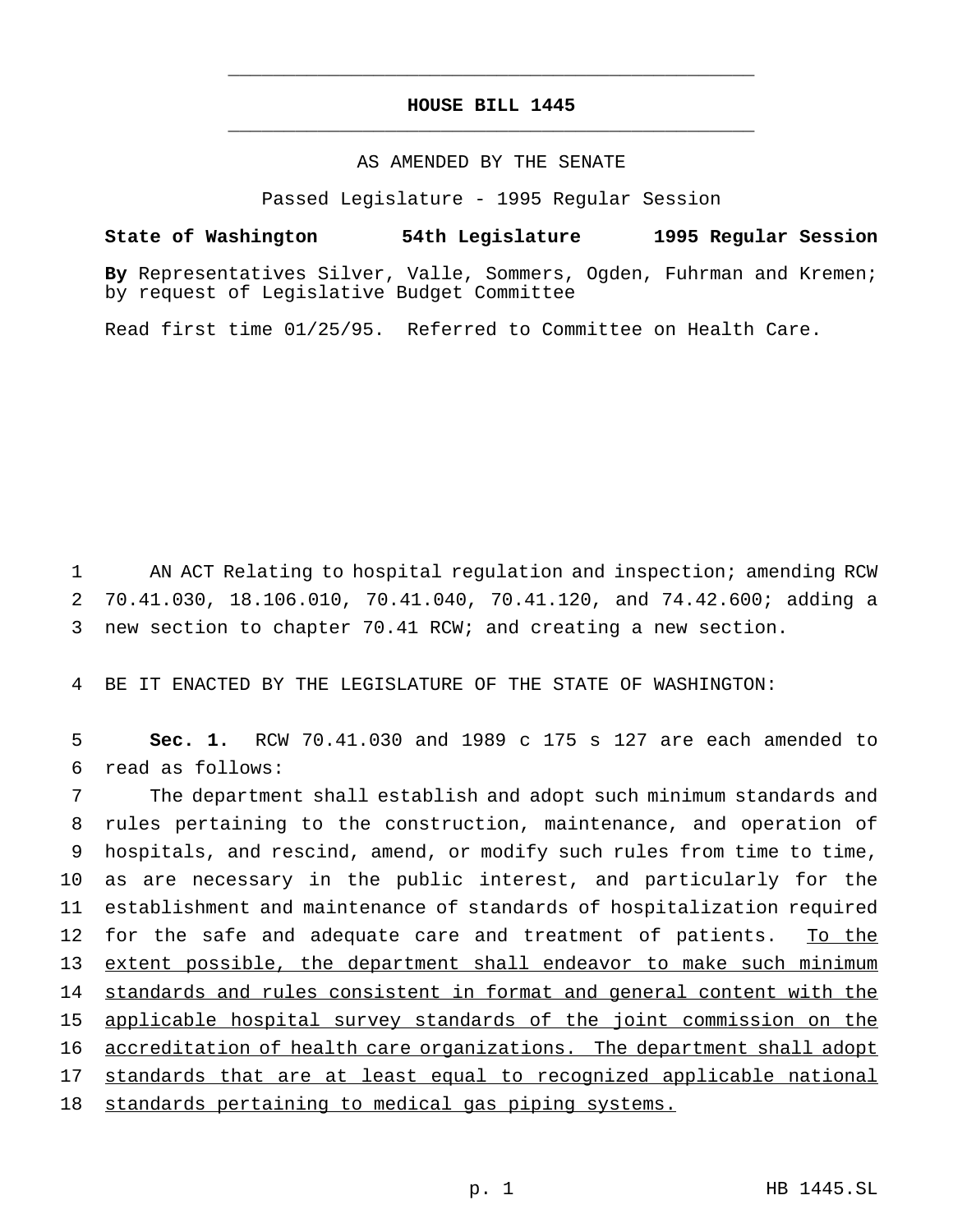# HOUSE BILL 1445

AS AMENDED BY THE SENATE

Passed Legislature - 1995 Regular Session

**State of Washington 54th Legislature 1995 Regular Session**

**By** Representatives Silver, Valle, Sommers, Ogden, Fuhrman and Kremen; by request of Legislative Budget Committee

Read first time 01/25/95. Referred to Committee on Health Care.

1 AN ACT Relating to hospital regulation and inspection; amending RCW
2 70.41.030, 18.106.010, 70.41.040, 70.41.120, and 74.42.600; adding a
3 new section to chapter 70.41 RCW; and creating a new section.

4 BE IT ENACTED BY THE LEGISLATURE OF THE STATE OF WASHINGTON:

5 **Sec. 1.** RCW 70.41.030 and 1989 c 175 s 127 are each amended to
6 read as follows:

7 The department shall establish and adopt such minimum standards and
8 rules pertaining to the construction, maintenance, and operation of
9 hospitals, and rescind, amend, or modify such rules from time to time,
10 as are necessary in the public interest, and particularly for the
11 establishment and maintenance of standards of hospitalization required
12 for the safe and adequate care and treatment of patients. <u>To the</u>
13 <u>extent possible, the department shall endeavor to make such minimum</u>
14 <u>standards and rules consistent in format and general content with the</u>
15 <u>applicable hospital survey standards of the joint commission on the</u>
16 <u>accreditation of health care organizations. The department shall adopt</u>
17 <u>standards that are at least equal to recognized applicable national</u>
18 <u>standards pertaining to medical gas piping systems.</u>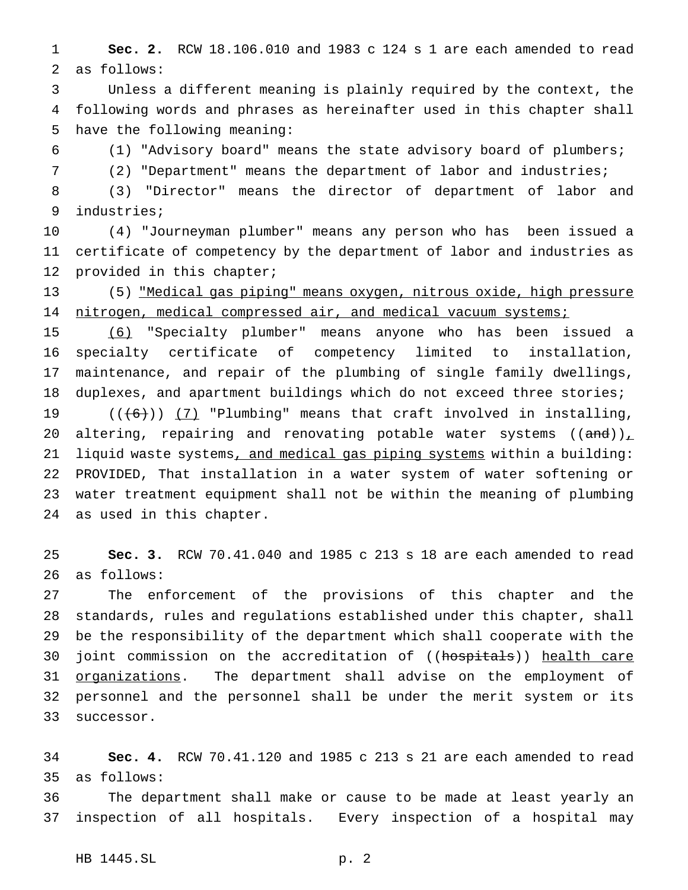**Sec. 2.** RCW 18.106.010 and 1983 c 124 s 1 are each amended to read as follows:

Unless a different meaning is plainly required by the context, the following words and phrases as hereinafter used in this chapter shall have the following meaning:

(1) "Advisory board" means the state advisory board of plumbers;

(2) "Department" means the department of labor and industries;

(3) "Director" means the director of department of labor and industries;

(4) "Journeyman plumber" means any person who has been issued a certificate of competency by the department of labor and industries as provided in this chapter;

(5) <u>"Medical gas piping" means oxygen, nitrous oxide, high pressure nitrogen, medical compressed air, and medical vacuum systems;</u>

<u>(6)</u> "Specialty plumber" means anyone who has been issued a specialty certificate of competency limited to installation, maintenance, and repair of the plumbing of single family dwellings, duplexes, and apartment buildings which do not exceed three stories;

((~~(6)~~)) <u>(7)</u> "Plumbing" means that craft involved in installing, altering, repairing and renovating potable water systems ((~~and~~))<u>,</u> liquid waste systems<u>, and medical gas piping systems</u> within a building: PROVIDED, That installation in a water system of water softening or water treatment equipment shall not be within the meaning of plumbing as used in this chapter.

**Sec. 3.** RCW 70.41.040 and 1985 c 213 s 18 are each amended to read as follows:

The enforcement of the provisions of this chapter and the standards, rules and regulations established under this chapter, shall be the responsibility of the department which shall cooperate with the joint commission on the accreditation of ((~~hospitals~~)) <u>health care organizations</u>. The department shall advise on the employment of personnel and the personnel shall be under the merit system or its successor.

**Sec. 4.** RCW 70.41.120 and 1985 c 213 s 21 are each amended to read as follows:

The department shall make or cause to be made at least yearly an inspection of all hospitals. Every inspection of a hospital may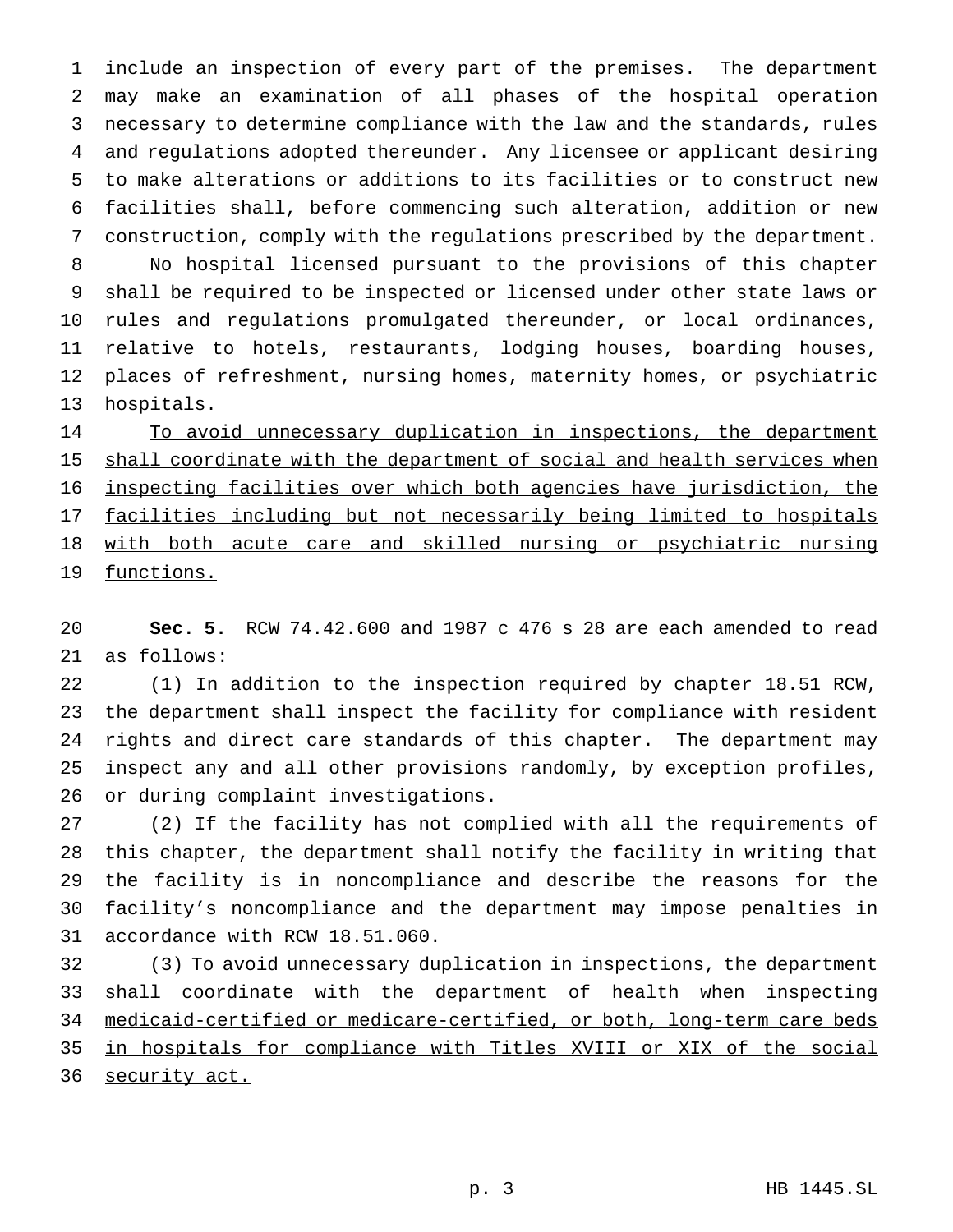include an inspection of every part of the premises. The department may make an examination of all phases of the hospital operation necessary to determine compliance with the law and the standards, rules and regulations adopted thereunder. Any licensee or applicant desiring to make alterations or additions to its facilities or to construct new facilities shall, before commencing such alteration, addition or new construction, comply with the regulations prescribed by the department.

No hospital licensed pursuant to the provisions of this chapter shall be required to be inspected or licensed under other state laws or rules and regulations promulgated thereunder, or local ordinances, relative to hotels, restaurants, lodging houses, boarding houses, places of refreshment, nursing homes, maternity homes, or psychiatric hospitals.

<u>To avoid unnecessary duplication in inspections, the department shall coordinate with the department of social and health services when inspecting facilities over which both agencies have jurisdiction, the facilities including but not necessarily being limited to hospitals with both acute care and skilled nursing or psychiatric nursing functions.</u>

**Sec. 5.** RCW 74.42.600 and 1987 c 476 s 28 are each amended to read as follows:

(1) In addition to the inspection required by chapter 18.51 RCW, the department shall inspect the facility for compliance with resident rights and direct care standards of this chapter. The department may inspect any and all other provisions randomly, by exception profiles, or during complaint investigations.

(2) If the facility has not complied with all the requirements of this chapter, the department shall notify the facility in writing that the facility is in noncompliance and describe the reasons for the facility's noncompliance and the department may impose penalties in accordance with RCW 18.51.060.

<u>(3) To avoid unnecessary duplication in inspections, the department shall coordinate with the department of health when inspecting medicaid-certified or medicare-certified, or both, long-term care beds in hospitals for compliance with Titles XVIII or XIX of the social security act.</u>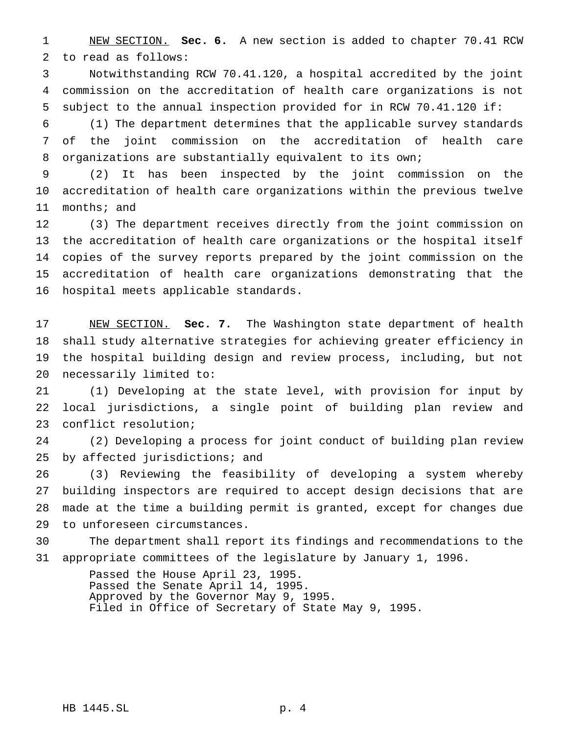NEW SECTION. **Sec. 6.** A new section is added to chapter 70.41 RCW to read as follows:

Notwithstanding RCW 70.41.120, a hospital accredited by the joint commission on the accreditation of health care organizations is not subject to the annual inspection provided for in RCW 70.41.120 if:

(1) The department determines that the applicable survey standards of the joint commission on the accreditation of health care organizations are substantially equivalent to its own;

(2) It has been inspected by the joint commission on the accreditation of health care organizations within the previous twelve months; and

(3) The department receives directly from the joint commission on the accreditation of health care organizations or the hospital itself copies of the survey reports prepared by the joint commission on the accreditation of health care organizations demonstrating that the hospital meets applicable standards.

NEW SECTION. **Sec. 7.** The Washington state department of health shall study alternative strategies for achieving greater efficiency in the hospital building design and review process, including, but not necessarily limited to:

(1) Developing at the state level, with provision for input by local jurisdictions, a single point of building plan review and conflict resolution;

(2) Developing a process for joint conduct of building plan review by affected jurisdictions; and

(3) Reviewing the feasibility of developing a system whereby building inspectors are required to accept design decisions that are made at the time a building permit is granted, except for changes due to unforeseen circumstances.

The department shall report its findings and recommendations to the appropriate committees of the legislature by January 1, 1996.

Passed the House April 23, 1995.
Passed the Senate April 14, 1995.
Approved by the Governor May 9, 1995.
Filed in Office of Secretary of State May 9, 1995.